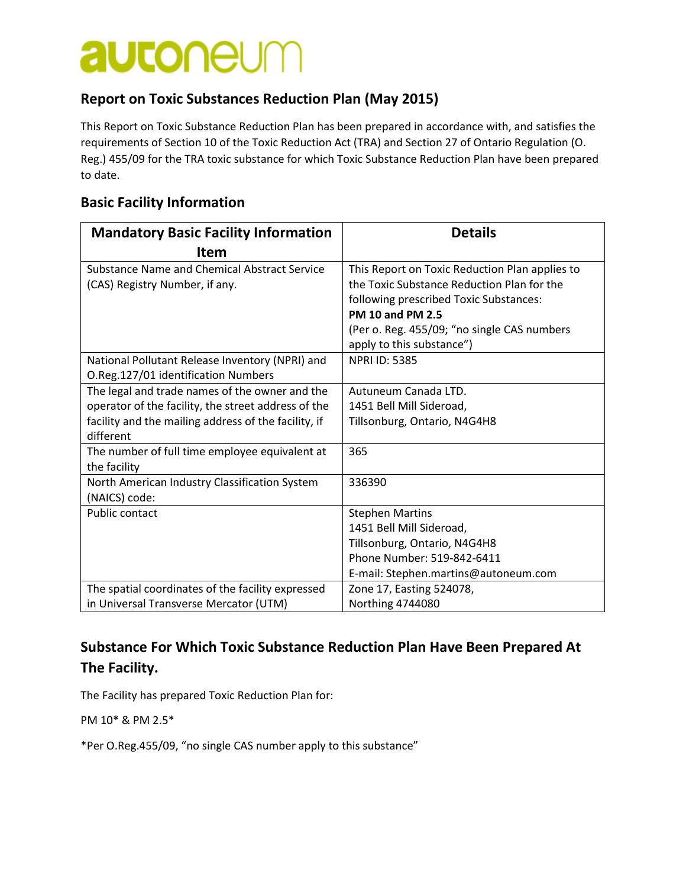# autoneum

## Report on Toxic Substances Reduction Plan (May 2015)

This Report on Toxic Substance Reduction Plan has been prepared in accordance with, and satisfies the requirements of Section 10 of the Toxic Reduction Act (TRA) and Section 27 of Ontario Regulation (O. Reg.) 455/09 for the TRA toxic substance for which Toxic Substance Reduction Plan have been prepared to date.

## Basic Facility Information

| Mandatory Basic Facility Information Item | Details |
| --- | --- |
| Substance Name and Chemical Abstract Service (CAS) Registry Number, if any. | This Report on Toxic Reduction Plan applies to the Toxic Substance Reduction Plan for the following prescribed Toxic Substances: **PM 10 and PM 2.5** (Per o. Reg. 455/09; "no single CAS numbers apply to this substance") |
| National Pollutant Release Inventory (NPRI) and O.Reg.127/01 identification Numbers | NPRI ID: 5385 |
| The legal and trade names of the owner and the operator of the facility, the street address of the facility and the mailing address of the facility, if different | Autuneum Canada LTD.<br>1451 Bell Mill Sideroad,<br>Tillsonburg, Ontario, N4G4H8 |
| The number of full time employee equivalent at the facility | 365 |
| North American Industry Classification System (NAICS) code: | 336390 |
| Public contact | Stephen Martins<br>1451 Bell Mill Sideroad,<br>Tillsonburg, Ontario, N4G4H8<br>Phone Number: 519-842-6411<br>E-mail: Stephen.martins@autoneum.com |
| The spatial coordinates of the facility expressed in Universal Transverse Mercator (UTM) | Zone 17, Easting 524078,<br>Northing 4744080 |

## Substance For Which Toxic Substance Reduction Plan Have Been Prepared At The Facility.

The Facility has prepared Toxic Reduction Plan for:

PM 10* & PM 2.5*

*Per O.Reg.455/09, "no single CAS number apply to this substance"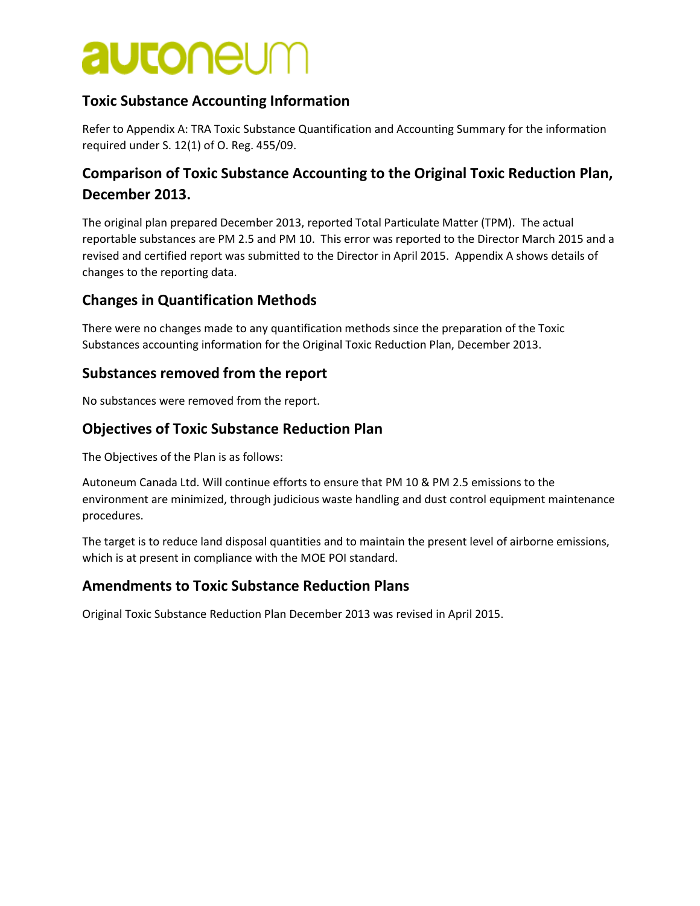## Toxic Substance Accounting Information

Refer to Appendix A: TRA Toxic Substance Quantification and Accounting Summary for the information required under S. 12(1) of O. Reg. 455/09.

## Comparison of Toxic Substance Accounting to the Original Toxic Reduction Plan, December 2013.

The original plan prepared December 2013, reported Total Particulate Matter (TPM). The actual reportable substances are PM 2.5 and PM 10. This error was reported to the Director March 2015 and a revised and certified report was submitted to the Director in April 2015. Appendix A shows details of changes to the reporting data.

## Changes in Quantification Methods

There were no changes made to any quantification methods since the preparation of the Toxic Substances accounting information for the Original Toxic Reduction Plan, December 2013.

## Substances removed from the report

No substances were removed from the report.

## Objectives of Toxic Substance Reduction Plan

The Objectives of the Plan is as follows:

Autoneum Canada Ltd. Will continue efforts to ensure that PM 10 & PM 2.5 emissions to the environment are minimized, through judicious waste handling and dust control equipment maintenance procedures.

The target is to reduce land disposal quantities and to maintain the present level of airborne emissions, which is at present in compliance with the MOE POI standard.

## Amendments to Toxic Substance Reduction Plans

Original Toxic Substance Reduction Plan December 2013 was revised in April 2015.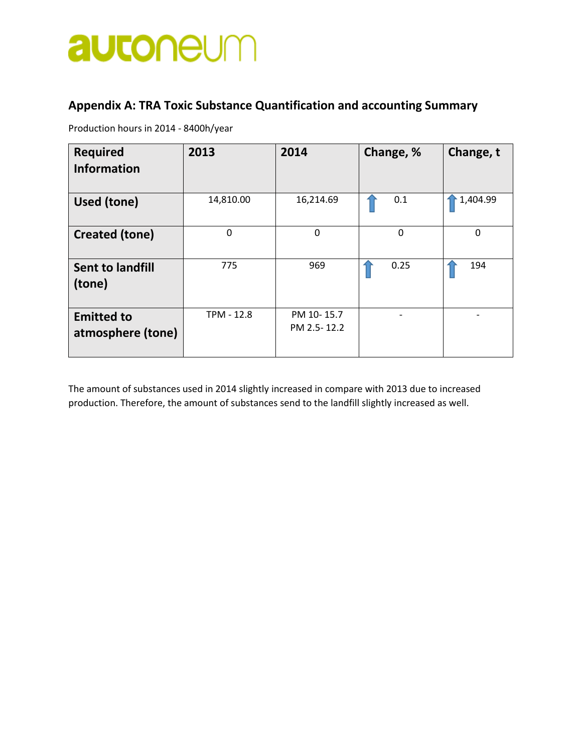# Appendix A: TRA Toxic Substance Quantification and accounting Summary

Production hours in 2014 - 8400h/year

| Required Information | 2013 | 2014 | Change, % | Change, t |
|---|---|---|---|---|
| Used (tone) | 14,810.00 | 16,214.69 | ↑ 0.1 | ↑ 1,404.99 |
| Created (tone) | 0 | 0 | 0 | 0 |
| Sent to landfill (tone) | 775 | 969 | ↑ 0.25 | ↑ 194 |
| Emitted to atmosphere (tone) | TPM - 12.8 | PM 10- 15.7<br>PM 2.5- 12.2 | - | - |

The amount of substances used in 2014 slightly increased in compare with 2013 due to increased production. Therefore, the amount of substances send to the landfill slightly increased as well.